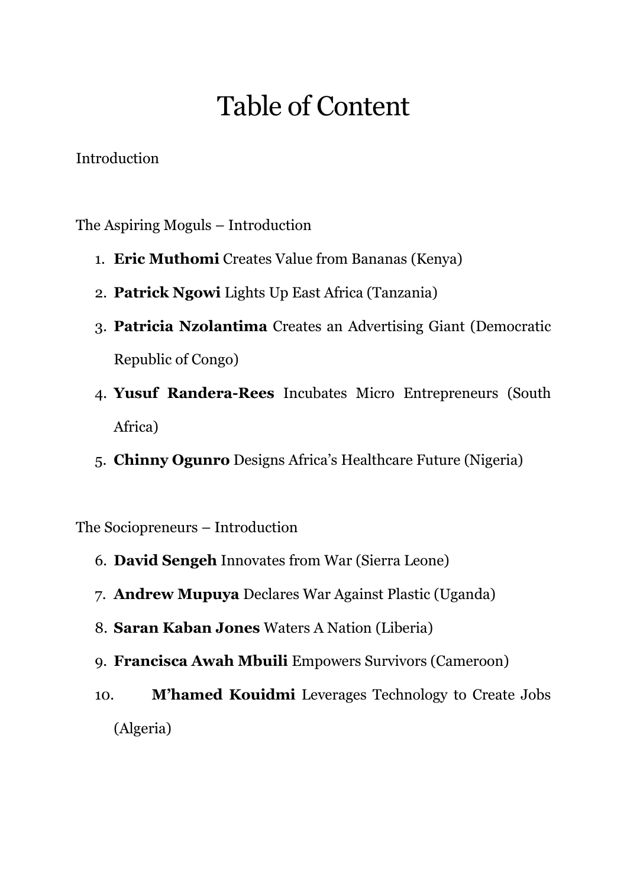# Table of Content

Introduction

The Aspiring Moguls – Introduction

1. **Eric Muthomi** Creates Value from Bananas (Kenya)
2. **Patrick Ngowi** Lights Up East Africa (Tanzania)
3. **Patricia Nzolantima** Creates an Advertising Giant (Democratic Republic of Congo)
4. **Yusuf Randera-Rees** Incubates Micro Entrepreneurs (South Africa)
5. **Chinny Ogunro** Designs Africa's Healthcare Future (Nigeria)

The Sociopreneurs – Introduction

6. **David Sengeh** Innovates from War (Sierra Leone)
7. **Andrew Mupuya** Declares War Against Plastic (Uganda)
8. **Saran Kaban Jones** Waters A Nation (Liberia)
9. **Francisca Awah Mbuili** Empowers Survivors (Cameroon)
10. **M'hamed Kouidmi** Leverages Technology to Create Jobs (Algeria)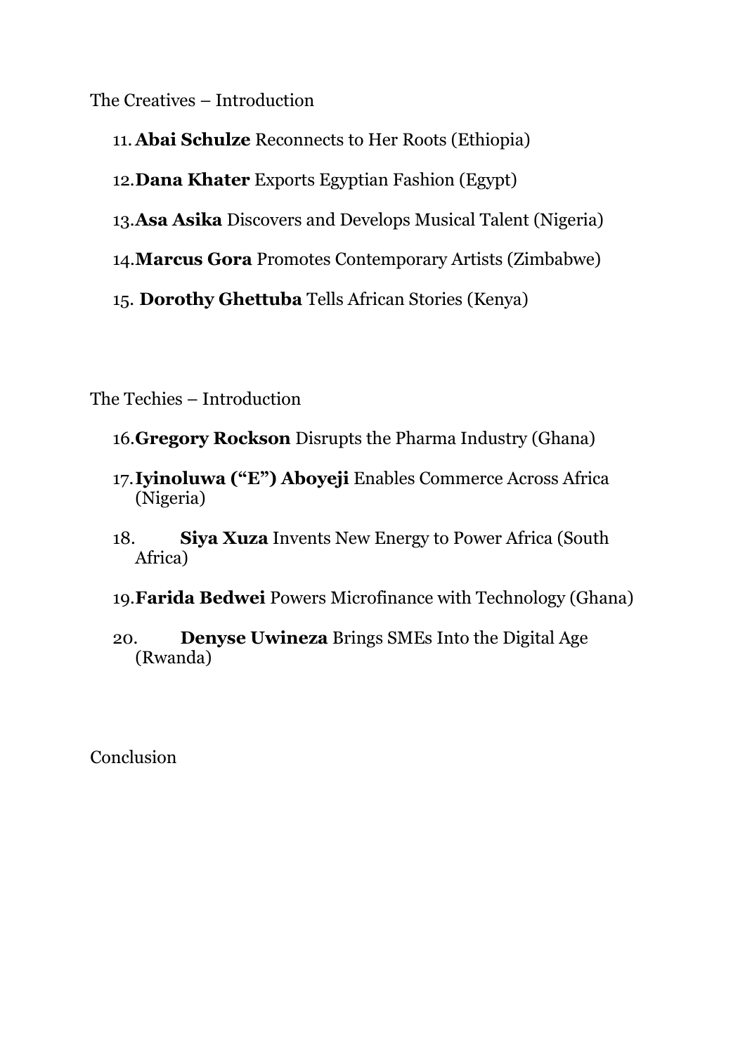The Creatives – Introduction

11. **Abai Schulze** Reconnects to Her Roots (Ethiopia)
12. **Dana Khater** Exports Egyptian Fashion (Egypt)
13. **Asa Asika** Discovers and Develops Musical Talent (Nigeria)
14. **Marcus Gora** Promotes Contemporary Artists (Zimbabwe)
15. **Dorothy Ghettuba** Tells African Stories (Kenya)

The Techies – Introduction

16. **Gregory Rockson** Disrupts the Pharma Industry (Ghana)
17. **Iyinoluwa ("E") Aboyeji** Enables Commerce Across Africa (Nigeria)
18. **Siya Xuza** Invents New Energy to Power Africa (South Africa)
19. **Farida Bedwei** Powers Microfinance with Technology (Ghana)
20. **Denyse Uwineza** Brings SMEs Into the Digital Age (Rwanda)

Conclusion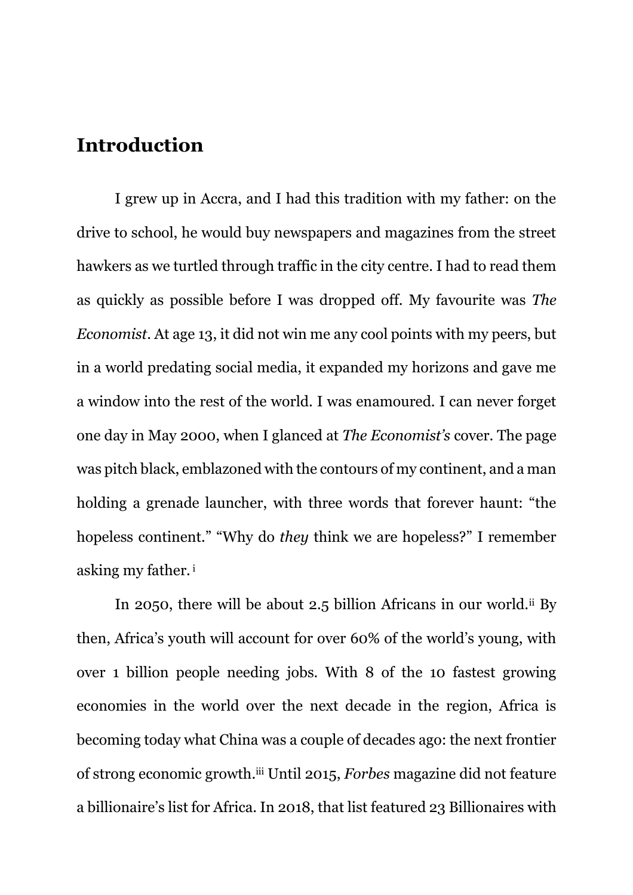## Introduction

I grew up in Accra, and I had this tradition with my father: on the drive to school, he would buy newspapers and magazines from the street hawkers as we turtled through traffic in the city centre. I had to read them as quickly as possible before I was dropped off. My favourite was *The Economist*. At age 13, it did not win me any cool points with my peers, but in a world predating social media, it expanded my horizons and gave me a window into the rest of the world. I was enamoured. I can never forget one day in May 2000, when I glanced at *The Economist's* cover. The page was pitch black, emblazoned with the contours of my continent, and a man holding a grenade launcher, with three words that forever haunt: "the hopeless continent." "Why do *they* think we are hopeless?" I remember asking my father.[i]

In 2050, there will be about 2.5 billion Africans in our world.[ii] By then, Africa's youth will account for over 60% of the world's young, with over 1 billion people needing jobs. With 8 of the 10 fastest growing economies in the world over the next decade in the region, Africa is becoming today what China was a couple of decades ago: the next frontier of strong economic growth.[iii] Until 2015, *Forbes* magazine did not feature a billionaire's list for Africa. In 2018, that list featured 23 Billionaires with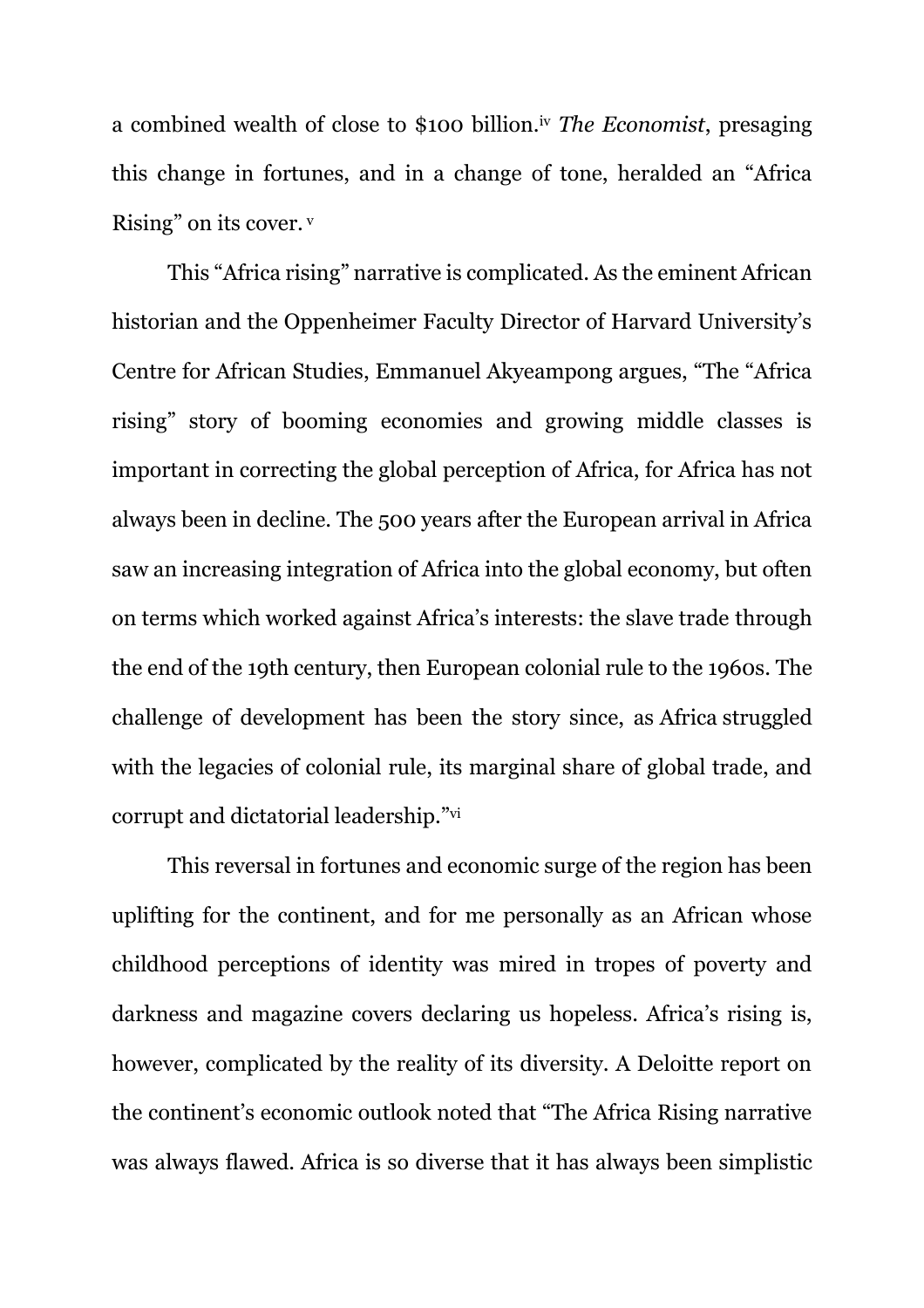a combined wealth of close to $100 billion.[iv] *The Economist*, presaging this change in fortunes, and in a change of tone, heralded an "Africa Rising" on its cover. [v]

This "Africa rising" narrative is complicated. As the eminent African historian and the Oppenheimer Faculty Director of Harvard University's Centre for African Studies, Emmanuel Akyeampong argues, "The "Africa rising" story of booming economies and growing middle classes is important in correcting the global perception of Africa, for Africa has not always been in decline. The 500 years after the European arrival in Africa saw an increasing integration of Africa into the global economy, but often on terms which worked against Africa's interests: the slave trade through the end of the 19th century, then European colonial rule to the 1960s. The challenge of development has been the story since, as Africa struggled with the legacies of colonial rule, its marginal share of global trade, and corrupt and dictatorial leadership."[vi]

This reversal in fortunes and economic surge of the region has been uplifting for the continent, and for me personally as an African whose childhood perceptions of identity was mired in tropes of poverty and darkness and magazine covers declaring us hopeless. Africa's rising is, however, complicated by the reality of its diversity. A Deloitte report on the continent's economic outlook noted that "The Africa Rising narrative was always flawed. Africa is so diverse that it has always been simplistic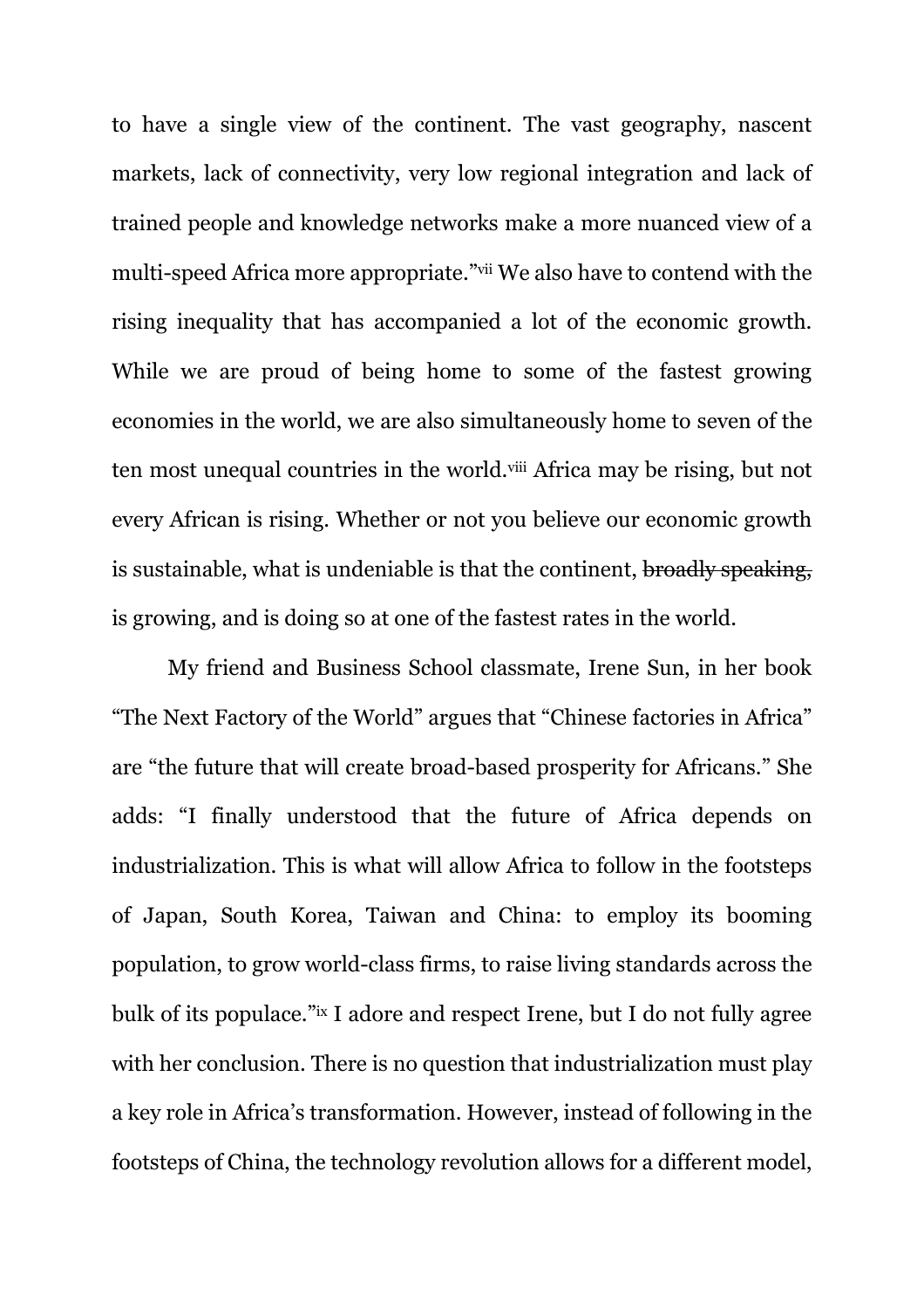to have a single view of the continent. The vast geography, nascent markets, lack of connectivity, very low regional integration and lack of trained people and knowledge networks make a more nuanced view of a multi-speed Africa more appropriate."[vii] We also have to contend with the rising inequality that has accompanied a lot of the economic growth. While we are proud of being home to some of the fastest growing economies in the world, we are also simultaneously home to seven of the ten most unequal countries in the world.[viii] Africa may be rising, but not every African is rising. Whether or not you believe our economic growth is sustainable, what is undeniable is that the continent, ~~broadly speaking,~~ is growing, and is doing so at one of the fastest rates in the world.

My friend and Business School classmate, Irene Sun, in her book "The Next Factory of the World" argues that "Chinese factories in Africa" are "the future that will create broad-based prosperity for Africans." She adds: "I finally understood that the future of Africa depends on industrialization. This is what will allow Africa to follow in the footsteps of Japan, South Korea, Taiwan and China: to employ its booming population, to grow world-class firms, to raise living standards across the bulk of its populace."[ix] I adore and respect Irene, but I do not fully agree with her conclusion. There is no question that industrialization must play a key role in Africa's transformation. However, instead of following in the footsteps of China, the technology revolution allows for a different model,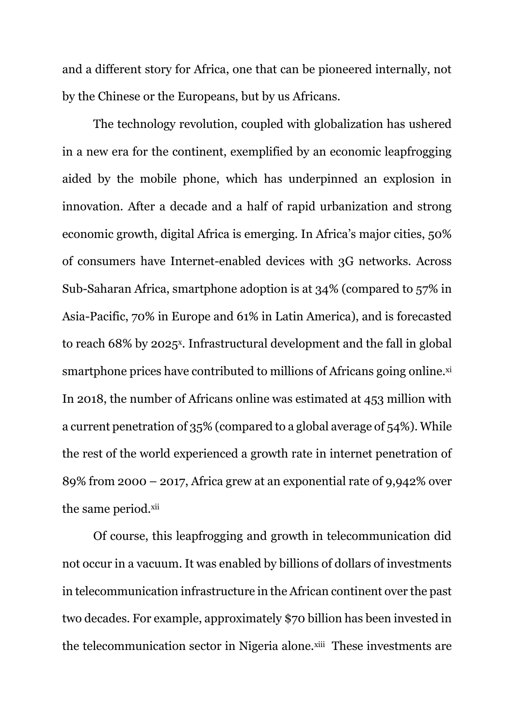and a different story for Africa, one that can be pioneered internally, not by the Chinese or the Europeans, but by us Africans.

The technology revolution, coupled with globalization has ushered in a new era for the continent, exemplified by an economic leapfrogging aided by the mobile phone, which has underpinned an explosion in innovation. After a decade and a half of rapid urbanization and strong economic growth, digital Africa is emerging. In Africa's major cities, 50% of consumers have Internet-enabled devices with 3G networks. Across Sub-Saharan Africa, smartphone adoption is at 34% (compared to 57% in Asia-Pacific, 70% in Europe and 61% in Latin America), and is forecasted to reach 68% by 2025[x]. Infrastructural development and the fall in global smartphone prices have contributed to millions of Africans going online.[xi] In 2018, the number of Africans online was estimated at 453 million with a current penetration of 35% (compared to a global average of 54%). While the rest of the world experienced a growth rate in internet penetration of 89% from 2000 – 2017, Africa grew at an exponential rate of 9,942% over the same period.[xii]

Of course, this leapfrogging and growth in telecommunication did not occur in a vacuum. It was enabled by billions of dollars of investments in telecommunication infrastructure in the African continent over the past two decades. For example, approximately $70 billion has been invested in the telecommunication sector in Nigeria alone.[xiii] These investments are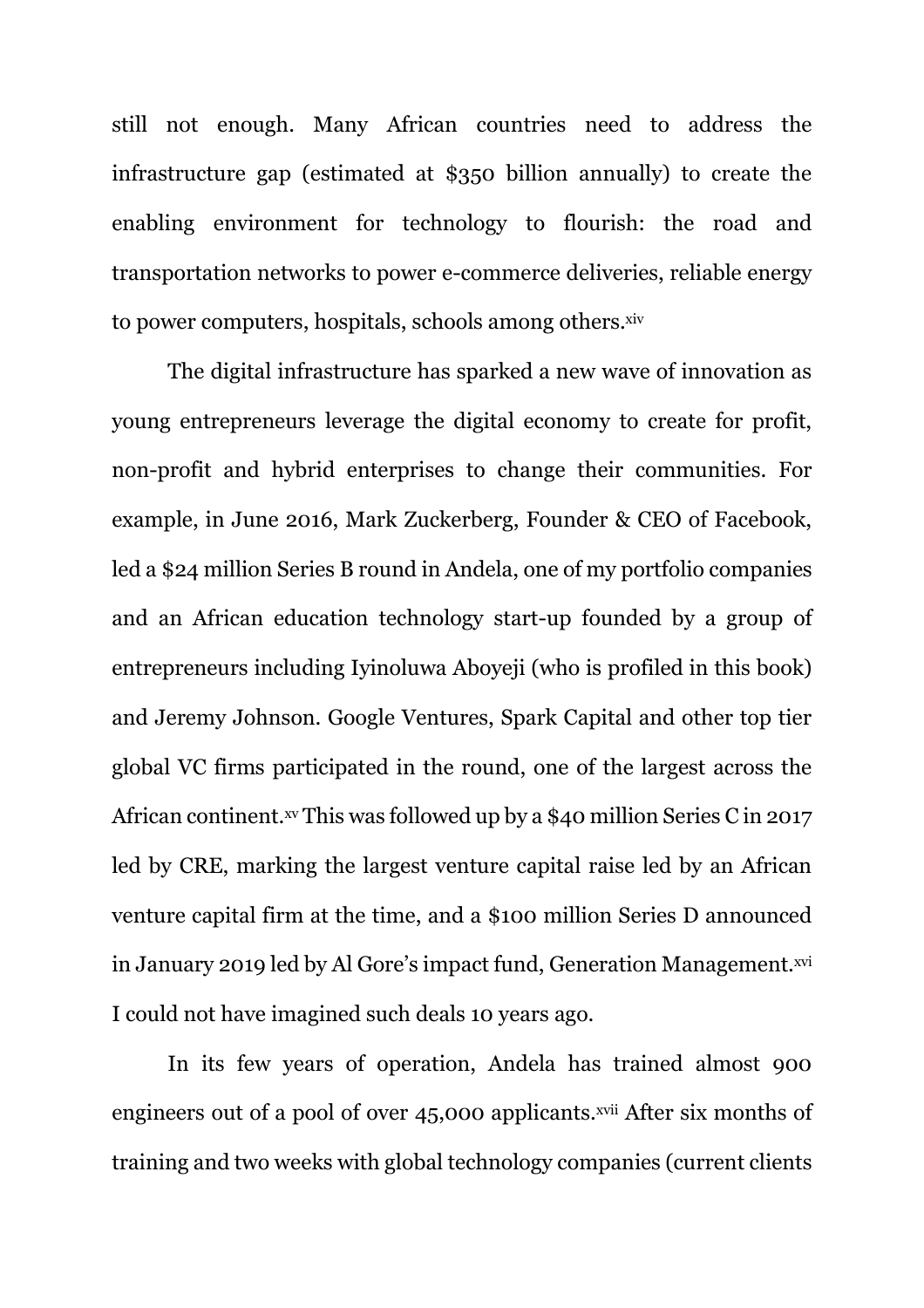still not enough. Many African countries need to address the infrastructure gap (estimated at $350 billion annually) to create the enabling environment for technology to flourish: the road and transportation networks to power e-commerce deliveries, reliable energy to power computers, hospitals, schools among others.[xiv]

The digital infrastructure has sparked a new wave of innovation as young entrepreneurs leverage the digital economy to create for profit, non-profit and hybrid enterprises to change their communities. For example, in June 2016, Mark Zuckerberg, Founder & CEO of Facebook, led a $24 million Series B round in Andela, one of my portfolio companies and an African education technology start-up founded by a group of entrepreneurs including Iyinoluwa Aboyeji (who is profiled in this book) and Jeremy Johnson. Google Ventures, Spark Capital and other top tier global VC firms participated in the round, one of the largest across the African continent.[xv] This was followed up by a $40 million Series C in 2017 led by CRE, marking the largest venture capital raise led by an African venture capital firm at the time, and a $100 million Series D announced in January 2019 led by Al Gore's impact fund, Generation Management.[xvi] I could not have imagined such deals 10 years ago.

In its few years of operation, Andela has trained almost 900 engineers out of a pool of over 45,000 applicants.[xvii] After six months of training and two weeks with global technology companies (current clients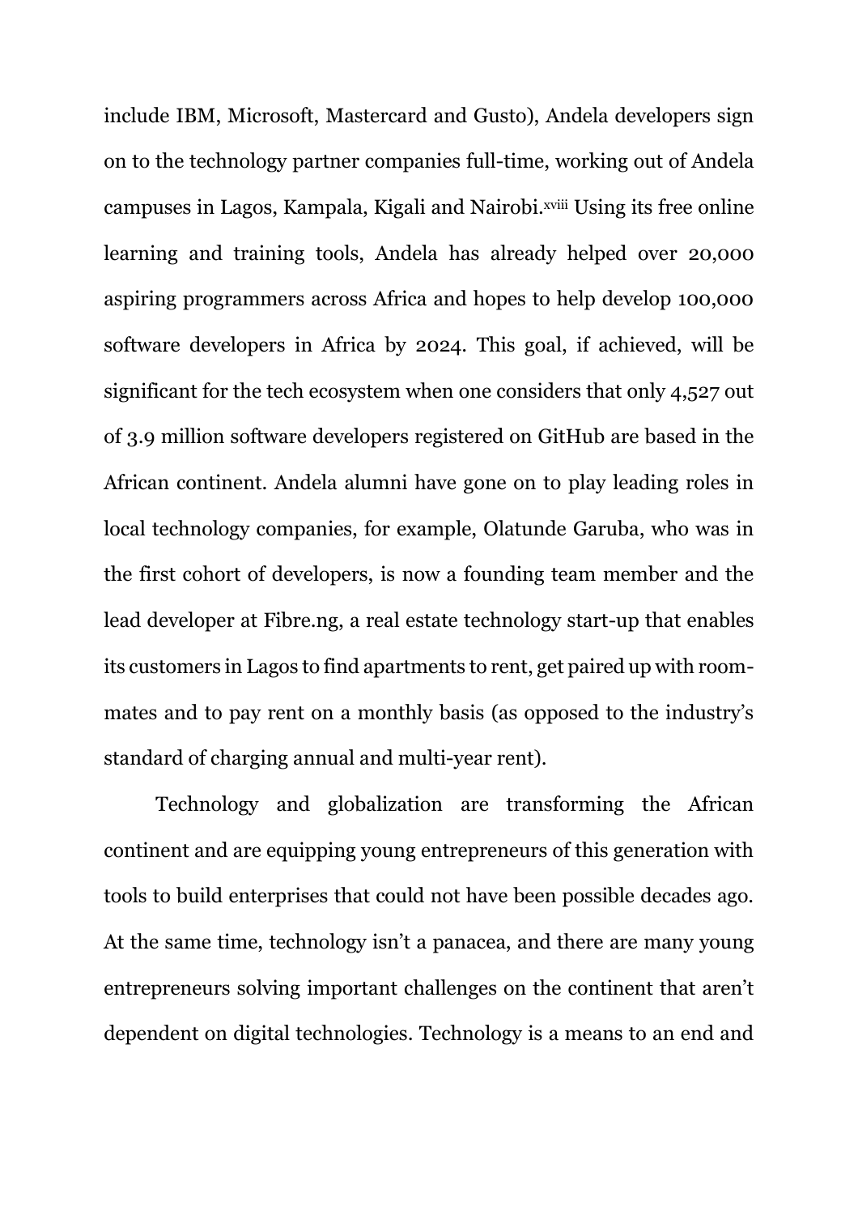include IBM, Microsoft, Mastercard and Gusto), Andela developers sign on to the technology partner companies full-time, working out of Andela campuses in Lagos, Kampala, Kigali and Nairobi.[xviii] Using its free online learning and training tools, Andela has already helped over 20,000 aspiring programmers across Africa and hopes to help develop 100,000 software developers in Africa by 2024. This goal, if achieved, will be significant for the tech ecosystem when one considers that only 4,527 out of 3.9 million software developers registered on GitHub are based in the African continent. Andela alumni have gone on to play leading roles in local technology companies, for example, Olatunde Garuba, who was in the first cohort of developers, is now a founding team member and the lead developer at Fibre.ng, a real estate technology start-up that enables its customers in Lagos to find apartments to rent, get paired up with room-mates and to pay rent on a monthly basis (as opposed to the industry's standard of charging annual and multi-year rent).

Technology and globalization are transforming the African continent and are equipping young entrepreneurs of this generation with tools to build enterprises that could not have been possible decades ago. At the same time, technology isn't a panacea, and there are many young entrepreneurs solving important challenges on the continent that aren't dependent on digital technologies. Technology is a means to an end and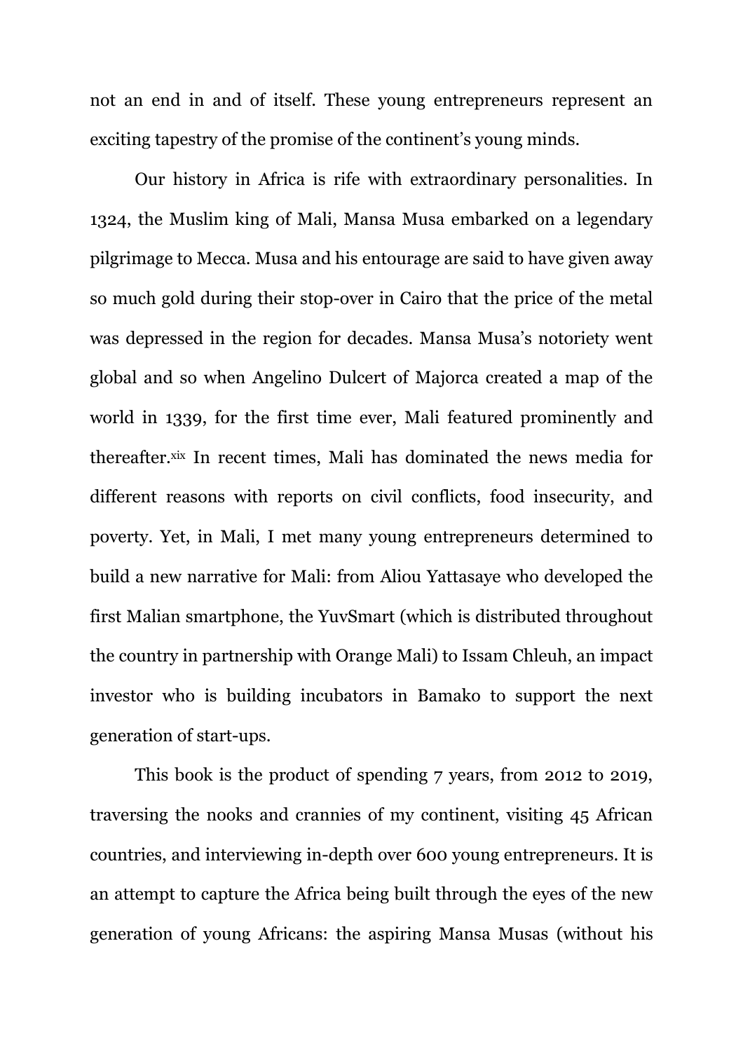not an end in and of itself. These young entrepreneurs represent an exciting tapestry of the promise of the continent's young minds.

Our history in Africa is rife with extraordinary personalities. In 1324, the Muslim king of Mali, Mansa Musa embarked on a legendary pilgrimage to Mecca. Musa and his entourage are said to have given away so much gold during their stop-over in Cairo that the price of the metal was depressed in the region for decades. Mansa Musa's notoriety went global and so when Angelino Dulcert of Majorca created a map of the world in 1339, for the first time ever, Mali featured prominently and thereafter.[xix] In recent times, Mali has dominated the news media for different reasons with reports on civil conflicts, food insecurity, and poverty. Yet, in Mali, I met many young entrepreneurs determined to build a new narrative for Mali: from Aliou Yattasaye who developed the first Malian smartphone, the YuvSmart (which is distributed throughout the country in partnership with Orange Mali) to Issam Chleuh, an impact investor who is building incubators in Bamako to support the next generation of start-ups.

This book is the product of spending 7 years, from 2012 to 2019, traversing the nooks and crannies of my continent, visiting 45 African countries, and interviewing in-depth over 600 young entrepreneurs. It is an attempt to capture the Africa being built through the eyes of the new generation of young Africans: the aspiring Mansa Musas (without his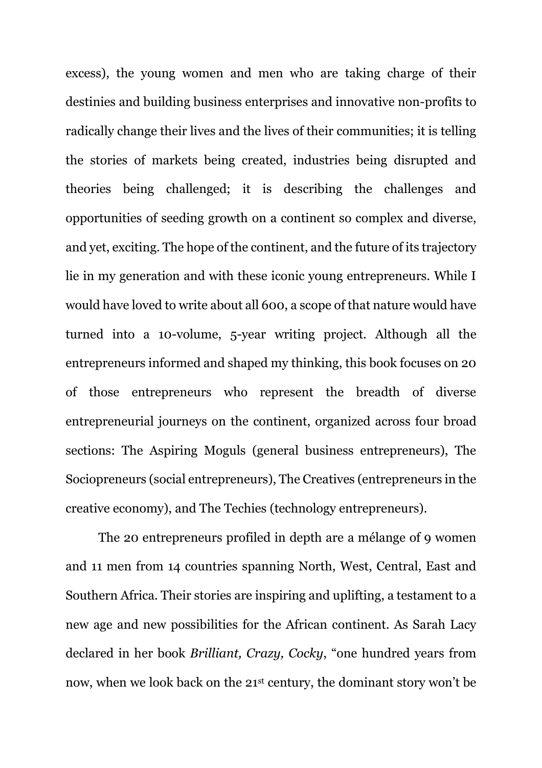excess), the young women and men who are taking charge of their destinies and building business enterprises and innovative non-profits to radically change their lives and the lives of their communities; it is telling the stories of markets being created, industries being disrupted and theories being challenged; it is describing the challenges and opportunities of seeding growth on a continent so complex and diverse, and yet, exciting. The hope of the continent, and the future of its trajectory lie in my generation and with these iconic young entrepreneurs. While I would have loved to write about all 600, a scope of that nature would have turned into a 10-volume, 5-year writing project. Although all the entrepreneurs informed and shaped my thinking, this book focuses on 20 of those entrepreneurs who represent the breadth of diverse entrepreneurial journeys on the continent, organized across four broad sections: The Aspiring Moguls (general business entrepreneurs), The Sociopreneurs (social entrepreneurs), The Creatives (entrepreneurs in the creative economy), and The Techies (technology entrepreneurs).

The 20 entrepreneurs profiled in depth are a mélange of 9 women and 11 men from 14 countries spanning North, West, Central, East and Southern Africa. Their stories are inspiring and uplifting, a testament to a new age and new possibilities for the African continent. As Sarah Lacy declared in her book *Brilliant, Crazy, Cocky*, "one hundred years from now, when we look back on the 21st century, the dominant story won't be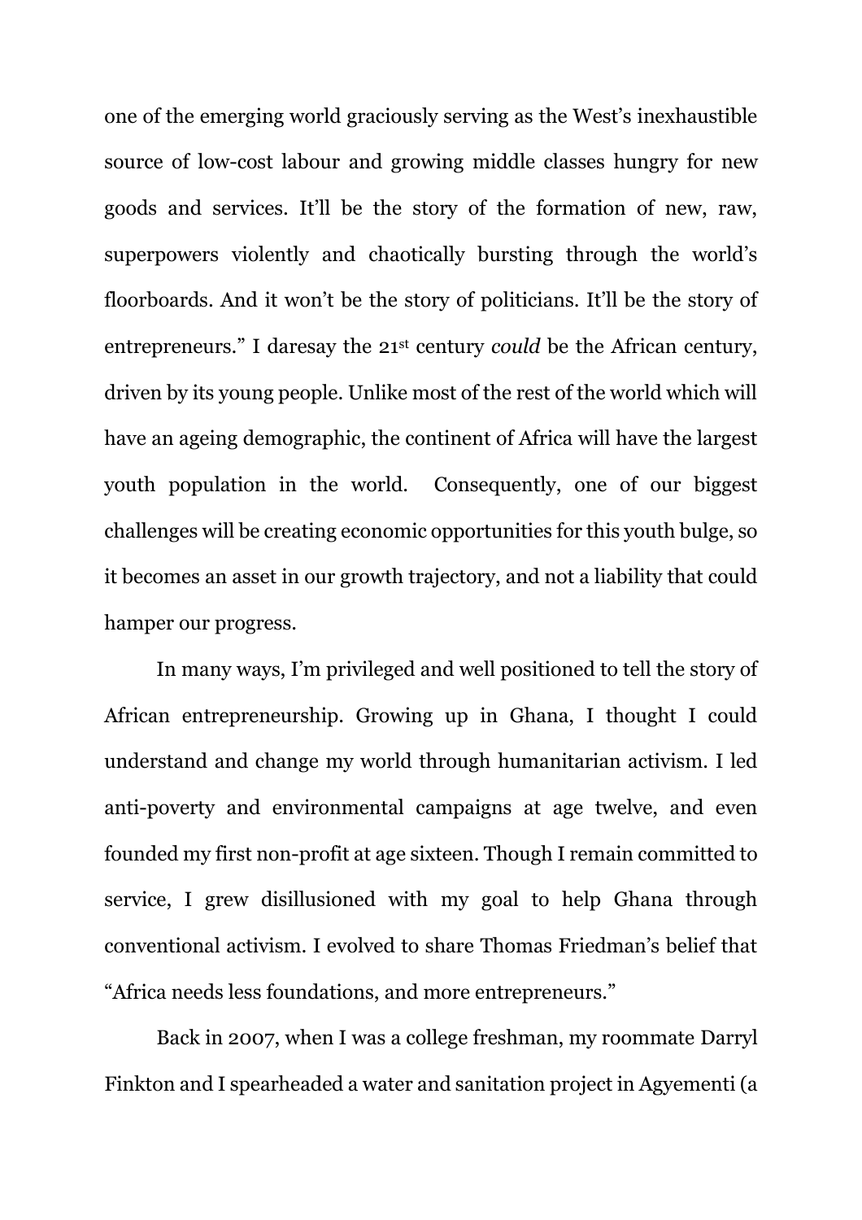one of the emerging world graciously serving as the West's inexhaustible source of low-cost labour and growing middle classes hungry for new goods and services. It'll be the story of the formation of new, raw, superpowers violently and chaotically bursting through the world's floorboards. And it won't be the story of politicians. It'll be the story of entrepreneurs." I daresay the 21st century *could* be the African century, driven by its young people. Unlike most of the rest of the world which will have an ageing demographic, the continent of Africa will have the largest youth population in the world. Consequently, one of our biggest challenges will be creating economic opportunities for this youth bulge, so it becomes an asset in our growth trajectory, and not a liability that could hamper our progress.

In many ways, I'm privileged and well positioned to tell the story of African entrepreneurship. Growing up in Ghana, I thought I could understand and change my world through humanitarian activism. I led anti-poverty and environmental campaigns at age twelve, and even founded my first non-profit at age sixteen. Though I remain committed to service, I grew disillusioned with my goal to help Ghana through conventional activism. I evolved to share Thomas Friedman's belief that "Africa needs less foundations, and more entrepreneurs."

Back in 2007, when I was a college freshman, my roommate Darryl Finkton and I spearheaded a water and sanitation project in Agyementi (a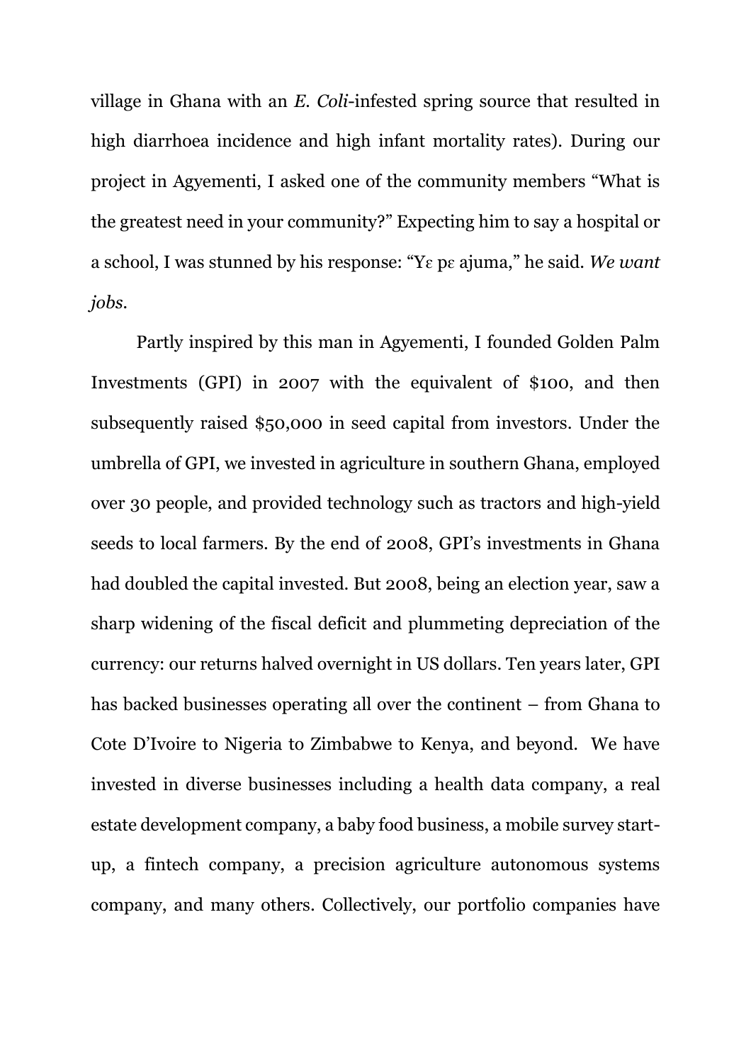village in Ghana with an *E. Coli*-infested spring source that resulted in high diarrhoea incidence and high infant mortality rates). During our project in Agyementi, I asked one of the community members "What is the greatest need in your community?" Expecting him to say a hospital or a school, I was stunned by his response: "Yɛ pɛ ajuma," he said. *We want jobs.*

Partly inspired by this man in Agyementi, I founded Golden Palm Investments (GPI) in 2007 with the equivalent of $100, and then subsequently raised $50,000 in seed capital from investors. Under the umbrella of GPI, we invested in agriculture in southern Ghana, employed over 30 people, and provided technology such as tractors and high-yield seeds to local farmers. By the end of 2008, GPI's investments in Ghana had doubled the capital invested. But 2008, being an election year, saw a sharp widening of the fiscal deficit and plummeting depreciation of the currency: our returns halved overnight in US dollars. Ten years later, GPI has backed businesses operating all over the continent – from Ghana to Cote D'Ivoire to Nigeria to Zimbabwe to Kenya, and beyond. We have invested in diverse businesses including a health data company, a real estate development company, a baby food business, a mobile survey start-up, a fintech company, a precision agriculture autonomous systems company, and many others. Collectively, our portfolio companies have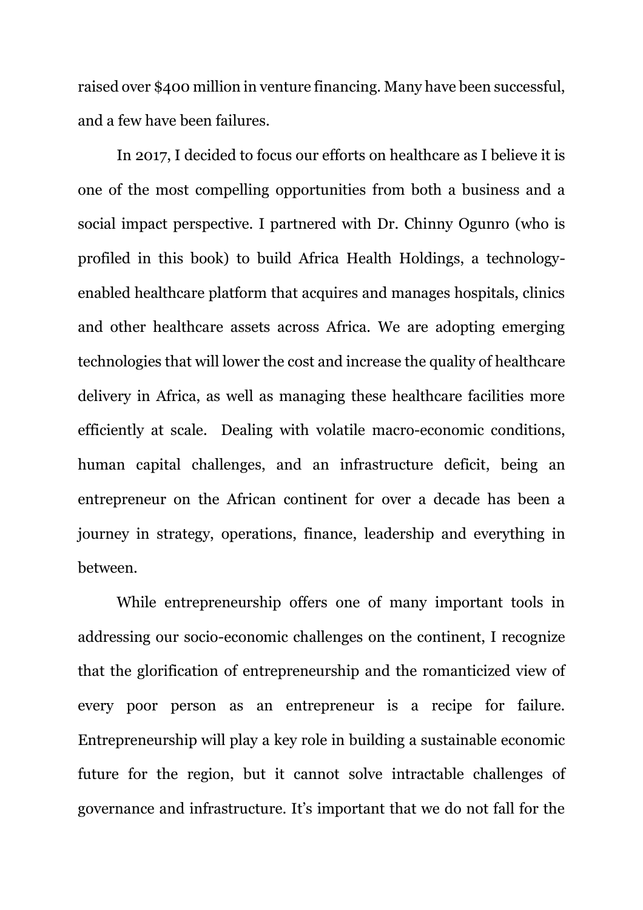raised over $400 million in venture financing. Many have been successful, and a few have been failures.

In 2017, I decided to focus our efforts on healthcare as I believe it is one of the most compelling opportunities from both a business and a social impact perspective. I partnered with Dr. Chinny Ogunro (who is profiled in this book) to build Africa Health Holdings, a technology-enabled healthcare platform that acquires and manages hospitals, clinics and other healthcare assets across Africa. We are adopting emerging technologies that will lower the cost and increase the quality of healthcare delivery in Africa, as well as managing these healthcare facilities more efficiently at scale. Dealing with volatile macro-economic conditions, human capital challenges, and an infrastructure deficit, being an entrepreneur on the African continent for over a decade has been a journey in strategy, operations, finance, leadership and everything in between.

While entrepreneurship offers one of many important tools in addressing our socio-economic challenges on the continent, I recognize that the glorification of entrepreneurship and the romanticized view of every poor person as an entrepreneur is a recipe for failure. Entrepreneurship will play a key role in building a sustainable economic future for the region, but it cannot solve intractable challenges of governance and infrastructure. It's important that we do not fall for the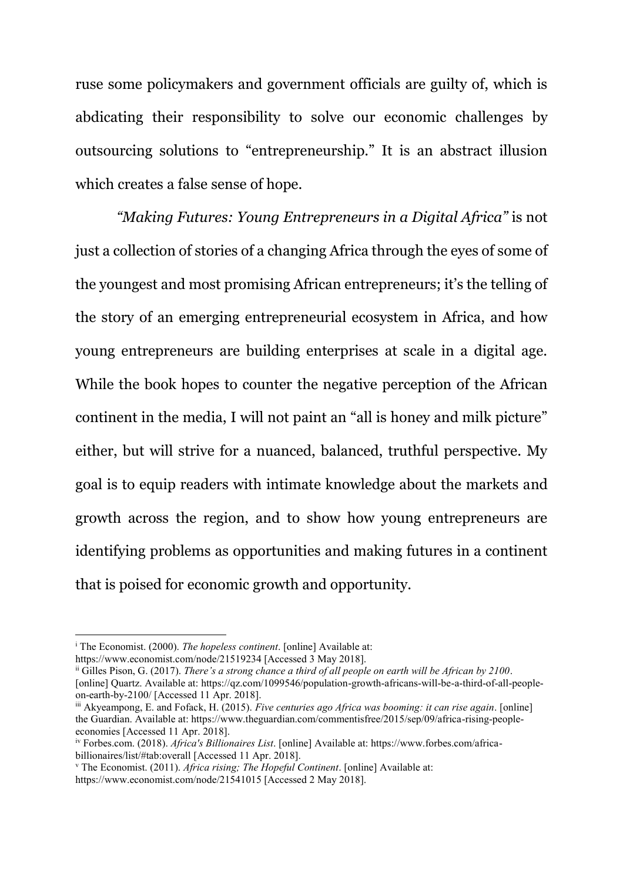ruse some policymakers and government officials are guilty of, which is abdicating their responsibility to solve our economic challenges by outsourcing solutions to "entrepreneurship." It is an abstract illusion which creates a false sense of hope.

*"Making Futures: Young Entrepreneurs in a Digital Africa"* is not just a collection of stories of a changing Africa through the eyes of some of the youngest and most promising African entrepreneurs; it's the telling of the story of an emerging entrepreneurial ecosystem in Africa, and how young entrepreneurs are building enterprises at scale in a digital age. While the book hopes to counter the negative perception of the African continent in the media, I will not paint an "all is honey and milk picture" either, but will strive for a nuanced, balanced, truthful perspective. My goal is to equip readers with intimate knowledge about the markets and growth across the region, and to show how young entrepreneurs are identifying problems as opportunities and making futures in a continent that is poised for economic growth and opportunity.

---

[i] The Economist. (2000). *The hopeless continent*. [online] Available at: https://www.economist.com/node/21519234 [Accessed 3 May 2018].

[ii] Gilles Pison, G. (2017). *There's a strong chance a third of all people on earth will be African by 2100*. [online] Quartz. Available at: https://qz.com/1099546/population-growth-africans-will-be-a-third-of-all-people-on-earth-by-2100/ [Accessed 11 Apr. 2018].

[iii] Akyeampong, E. and Fofack, H. (2015). *Five centuries ago Africa was booming: it can rise again*. [online] the Guardian. Available at: https://www.theguardian.com/commentisfree/2015/sep/09/africa-rising-people-economies [Accessed 11 Apr. 2018].

[iv] Forbes.com. (2018). *Africa's Billionaires List*. [online] Available at: https://www.forbes.com/africa-billionaires/list/#tab:overall [Accessed 11 Apr. 2018].

[v] The Economist. (2011). *Africa rising; The Hopeful Continent*. [online] Available at: https://www.economist.com/node/21541015 [Accessed 2 May 2018].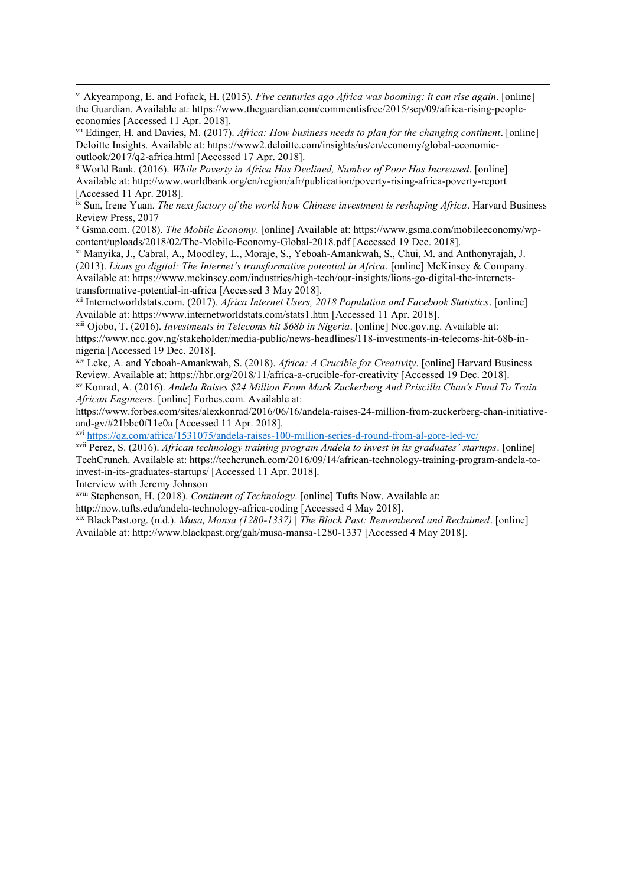[vi] Akyeampong, E. and Fofack, H. (2015). *Five centuries ago Africa was booming: it can rise again*. [online] the Guardian. Available at: https://www.theguardian.com/commentisfree/2015/sep/09/africa-rising-people-economies [Accessed 11 Apr. 2018].

[vii] Edinger, H. and Davies, M. (2017). *Africa: How business needs to plan for the changing continent*. [online] Deloitte Insights. Available at: https://www2.deloitte.com/insights/us/en/economy/global-economic-outlook/2017/q2-africa.html [Accessed 17 Apr. 2018].

[8] World Bank. (2016). *While Poverty in Africa Has Declined, Number of Poor Has Increased*. [online] Available at: http://www.worldbank.org/en/region/afr/publication/poverty-rising-africa-poverty-report [Accessed 11 Apr. 2018].

[ix] Sun, Irene Yuan. *The next factory of the world how Chinese investment is reshaping Africa*. Harvard Business Review Press, 2017

[x] Gsma.com. (2018). *The Mobile Economy*. [online] Available at: https://www.gsma.com/mobileeconomy/wp-content/uploads/2018/02/The-Mobile-Economy-Global-2018.pdf [Accessed 19 Dec. 2018].

[xi] Manyika, J., Cabral, A., Moodley, L., Moraje, S., Yeboah-Amankwah, S., Chui, M. and Anthonyrajah, J. (2013). *Lions go digital: The Internet's transformative potential in Africa*. [online] McKinsey & Company. Available at: https://www.mckinsey.com/industries/high-tech/our-insights/lions-go-digital-the-internets-transformative-potential-in-africa [Accessed 3 May 2018].

[xii] Internetworldstats.com. (2017). *Africa Internet Users, 2018 Population and Facebook Statistics*. [online] Available at: https://www.internetworldstats.com/stats1.htm [Accessed 11 Apr. 2018].

[xiii] Ojobo, T. (2016). *Investments in Telecoms hit $68b in Nigeria*. [online] Ncc.gov.ng. Available at: https://www.ncc.gov.ng/stakeholder/media-public/news-headlines/118-investments-in-telecoms-hit-68b-in-nigeria [Accessed 19 Dec. 2018].

[xiv] Leke, A. and Yeboah-Amankwah, S. (2018). *Africa: A Crucible for Creativity*. [online] Harvard Business Review. Available at: https://hbr.org/2018/11/africa-a-crucible-for-creativity [Accessed 19 Dec. 2018].

[xv] Konrad, A. (2016). *Andela Raises $24 Million From Mark Zuckerberg And Priscilla Chan's Fund To Train African Engineers*. [online] Forbes.com. Available at: https://www.forbes.com/sites/alexkonrad/2016/06/16/andela-raises-24-million-from-zuckerberg-chan-initiative-and-gv/#21bbc0f11e0a [Accessed 11 Apr. 2018].

[xvi] https://qz.com/africa/1531075/andela-raises-100-million-series-d-round-from-al-gore-led-vc/

[xvii] Perez, S. (2016). *African technology training program Andela to invest in its graduates' startups*. [online] TechCrunch. Available at: https://techcrunch.com/2016/09/14/african-technology-training-program-andela-to-invest-in-its-graduates-startups/ [Accessed 11 Apr. 2018].

Interview with Jeremy Johnson

[xviii] Stephenson, H. (2018). *Continent of Technology*. [online] Tufts Now. Available at: http://now.tufts.edu/andela-technology-africa-coding [Accessed 4 May 2018].

[xix] BlackPast.org. (n.d.). *Musa, Mansa (1280-1337) | The Black Past: Remembered and Reclaimed*. [online] Available at: http://www.blackpast.org/gah/musa-mansa-1280-1337 [Accessed 4 May 2018].